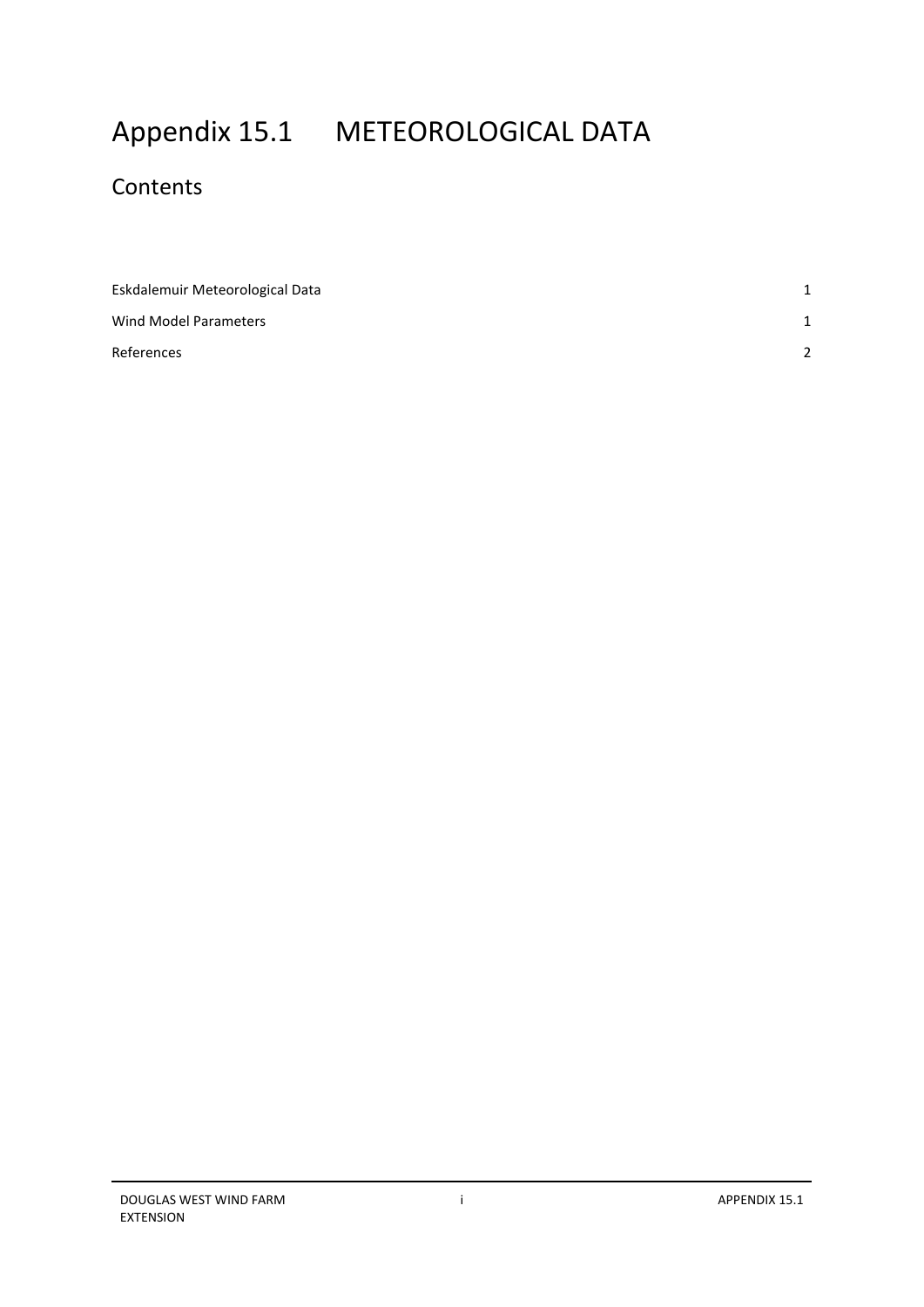# Appendix 15.1 METEOROLOGICAL DATA

## Contents

| | |
|---|---|
| Eskdalemuir Meteorological Data | 1 |
| Wind Model Parameters | 1 |
| References | 2 |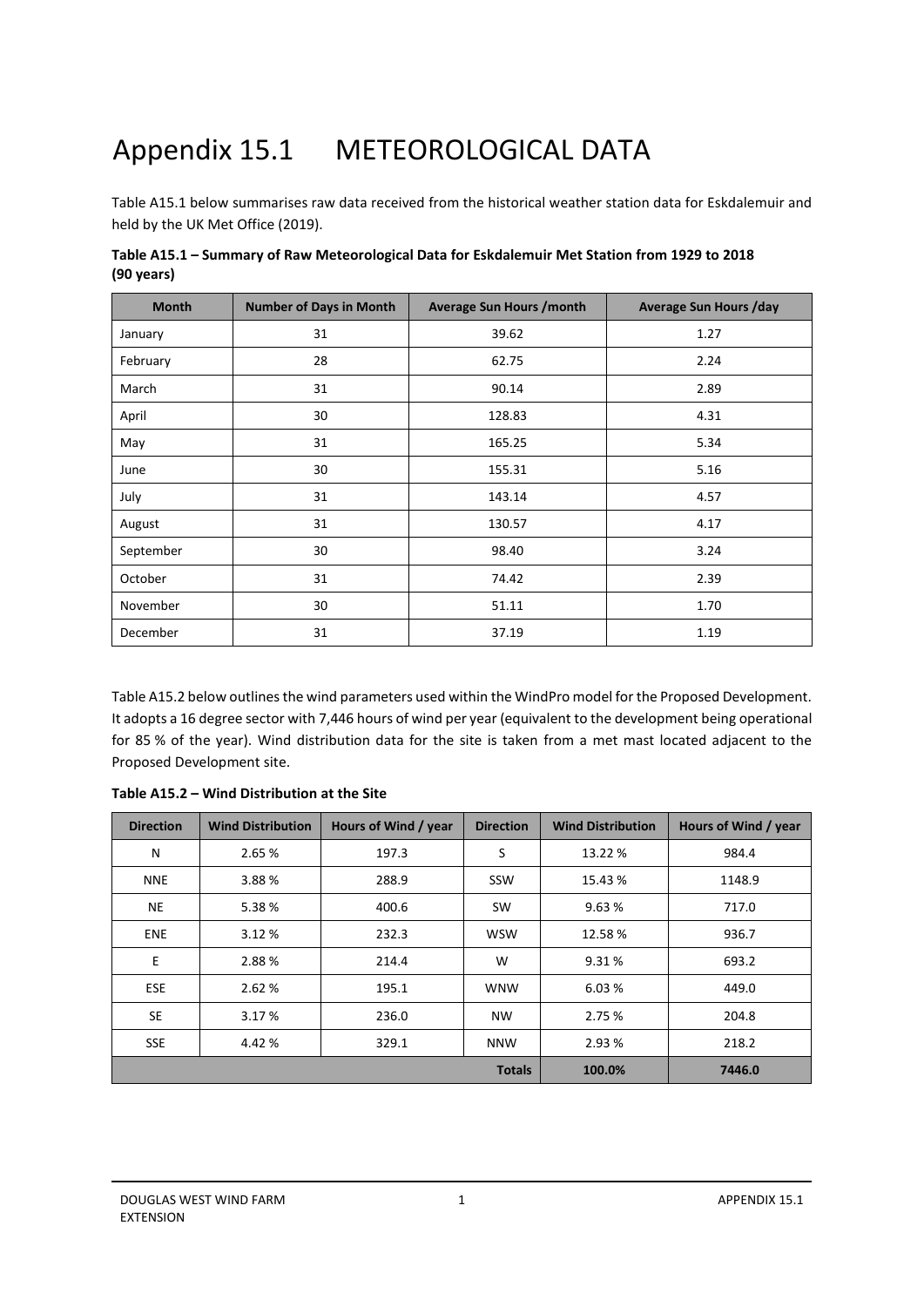# Appendix 15.1 METEOROLOGICAL DATA

Table A15.1 below summarises raw data received from the historical weather station data for Eskdalemuir and held by the UK Met Office (2019).

**Table A15.1 – Summary of Raw Meteorological Data for Eskdalemuir Met Station from 1929 to 2018 (90 years)**

| Month | Number of Days in Month | Average Sun Hours /month | Average Sun Hours /day |
|---|---|---|---|
| January | 31 | 39.62 | 1.27 |
| February | 28 | 62.75 | 2.24 |
| March | 31 | 90.14 | 2.89 |
| April | 30 | 128.83 | 4.31 |
| May | 31 | 165.25 | 5.34 |
| June | 30 | 155.31 | 5.16 |
| July | 31 | 143.14 | 4.57 |
| August | 31 | 130.57 | 4.17 |
| September | 30 | 98.40 | 3.24 |
| October | 31 | 74.42 | 2.39 |
| November | 30 | 51.11 | 1.70 |
| December | 31 | 37.19 | 1.19 |

Table A15.2 below outlines the wind parameters used within the WindPro model for the Proposed Development. It adopts a 16 degree sector with 7,446 hours of wind per year (equivalent to the development being operational for 85 % of the year). Wind distribution data for the site is taken from a met mast located adjacent to the Proposed Development site.

**Table A15.2 – Wind Distribution at the Site**

| Direction | Wind Distribution | Hours of Wind / year | Direction | Wind Distribution | Hours of Wind / year |
|---|---|---|---|---|---|
| N | 2.65 % | 197.3 | S | 13.22 % | 984.4 |
| NNE | 3.88 % | 288.9 | SSW | 15.43 % | 1148.9 |
| NE | 5.38 % | 400.6 | SW | 9.63 % | 717.0 |
| ENE | 3.12 % | 232.3 | WSW | 12.58 % | 936.7 |
| E | 2.88 % | 214.4 | W | 9.31 % | 693.2 |
| ESE | 2.62 % | 195.1 | WNW | 6.03 % | 449.0 |
| SE | 3.17 % | 236.0 | NW | 2.75 % | 204.8 |
| SSE | 4.42 % | 329.1 | NNW | 2.93 % | 218.2 |
| | | | **Totals** | **100.0%** | **7446.0** |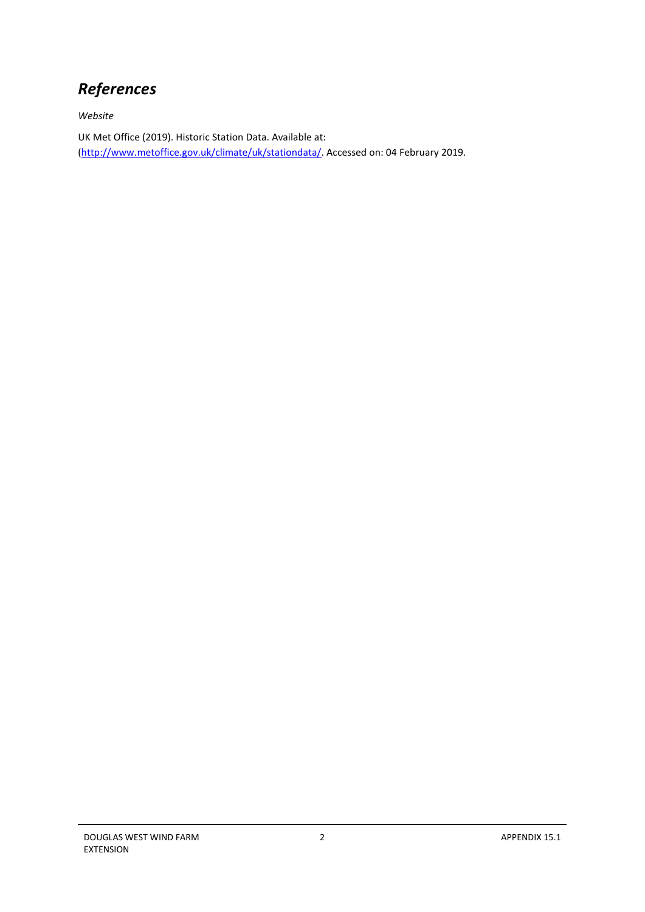## *References*

*Website*

UK Met Office (2019). Historic Station Data. Available at: (http://www.metoffice.gov.uk/climate/uk/stationdata/. Accessed on: 04 February 2019.